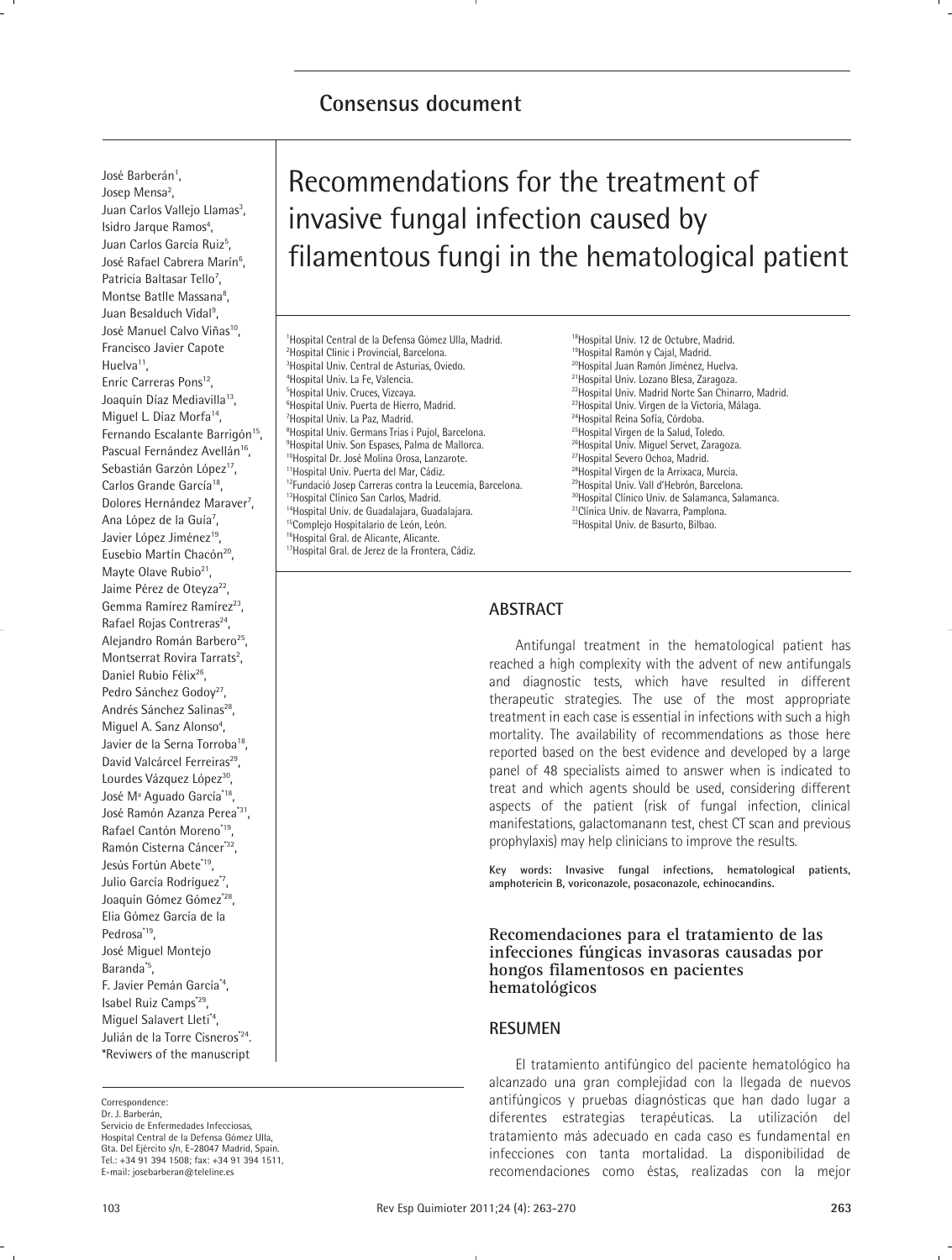## Consensus document

# Recommendations for the treatment of invasive fungal infection caused by filamentous fungi in the hematological patient

José Barberán[1], Josep Mensa[2], Juan Carlos Vallejo Llamas[3], Isidro Jarque Ramos[4], Juan Carlos García Ruiz[5], José Rafael Cabrera Marín[6], Patricia Baltasar Tello[7], Montse Batlle Massana[8], Juan Besalduch Vidal[9], José Manuel Calvo Viñas[10], Francisco Javier Capote Huelva[11], Enric Carreras Pons[12], Joaquín Díaz Mediavilla[13], Miguel L. Díaz Morfa[14], Fernando Escalante Barrigón[15], Pascual Fernández Avellán[16], Sebastián Garzón López[17], Carlos Grande García[18], Dolores Hernández Maraver[7], Ana López de la Guía[7], Javier López Jiménez[19], Eusebio Martín Chacón[20], Mayte Olave Rubio[21], Jaime Pérez de Oteyza[22], Gemma Ramírez Ramírez[23], Rafael Rojas Contreras[24], Alejandro Román Barbero[25], Montserrat Rovira Tarrats[2], Daniel Rubio Félix[26], Pedro Sánchez Godoy[27], Andrés Sánchez Salinas[28], Miguel A. Sanz Alonso[4], Javier de la Serna Torroba[18], David Valcárcel Ferreiras[29], Lourdes Vázquez López[30], José Mª Aguado García*[18], José Ramón Azanza Perea*[31], Rafael Cantón Moreno*[19], Ramón Cisterna Cáncer*[32], Jesús Fortún Abete*[19], Julio García Rodríguez*[7], Joaquín Gómez Gómez*[28], Elia Gómez García de la Pedrosa*[19], José Miguel Montejo Baranda*[5], F. Javier Pemán García*[4], Isabel Ruiz Camps*[29], Miguel Salavert Lleti*[4], Julián de la Torre Cisneros*[24].

*Reviwers of the manuscript

[1]Hospital Central de la Defensa Gómez Ulla, Madrid.
[2]Hospital Clinic i Provincial, Barcelona.
[3]Hospital Univ. Central de Asturias, Oviedo.
[4]Hospital Univ. La Fe, Valencia.
[5]Hospital Univ. Cruces, Vizcaya.
[6]Hospital Univ. Puerta de Hierro, Madrid.
[7]Hospital Univ. La Paz, Madrid.
[8]Hospital Univ. Germans Trias i Pujol, Barcelona.
[9]Hospital Univ. Son Espases, Palma de Mallorca.
[10]Hospital Dr. José Molina Orosa, Lanzarote.
[11]Hospital Univ. Puerta del Mar, Cádiz.
[12]Fundació Josep Carreras contra la Leucemia, Barcelona.
[13]Hospital Clínico San Carlos, Madrid.
[14]Hospital Univ. de Guadalajara, Guadalajara.
[15]Complejo Hospitalario de León, León.
[16]Hospital Gral. de Alicante, Alicante.
[17]Hospital Gral. de Jerez de la Frontera, Cádiz.
[18]Hospital Univ. 12 de Octubre, Madrid.
[19]Hospital Ramón y Cajal, Madrid.
[20]Hospital Juan Ramón Jiménez, Huelva.
[21]Hospital Univ. Lozano Blesa, Zaragoza.
[22]Hospital Univ. Madrid Norte San Chinarro, Madrid.
[23]Hospital Univ. Virgen de la Victoria, Málaga.
[24]Hospital Reina Sofía, Córdoba.
[25]Hospital Virgen de la Salud, Toledo.
[26]Hospital Univ. Miguel Servet, Zaragoza.
[27]Hospital Severo Ochoa, Madrid.
[28]Hospital Virgen de la Arrixaca, Murcia.
[29]Hospital Univ. Vall d'Hebrón, Barcelona.
[30]Hospital Clínico Univ. de Salamanca, Salamanca.
[31]Clínica Univ. de Navarra, Pamplona.
[32]Hospital Univ. de Basurto, Bilbao.

Correspondence:
Dr. J. Barberán,
Servicio de Enfermedades Infecciosas,
Hospital Central de la Defensa Gómez Ulla,
Gta. Del Ejército s/n, E-28047 Madrid, Spain.
Tel.: +34 91 394 1508; fax: +34 91 394 1511,
E-mail: josebarberan@teleline.es

## ABSTRACT

Antifungal treatment in the hematological patient has reached a high complexity with the advent of new antifungals and diagnostic tests, which have resulted in different therapeutic strategies. The use of the most appropriate treatment in each case is essential in infections with such a high mortality. The availability of recommendations as those here reported based on the best evidence and developed by a large panel of 48 specialists aimed to answer when is indicated to treat and which agents should be used, considering different aspects of the patient (risk of fungal infection, clinical manifestations, galactomanann test, chest CT scan and previous prophylaxis) may help clinicians to improve the results.

**Key words: Invasive fungal infections, hematological patients, amphotericin B, voriconazole, posaconazole, echinocandins.**

### Recomendaciones para el tratamiento de las infecciones fúngicas invasoras causadas por hongos filamentosos en pacientes hematológicos

## RESUMEN

El tratamiento antifúngico del paciente hematológico ha alcanzado una gran complejidad con la llegada de nuevos antifúngicos y pruebas diagnósticas que han dado lugar a diferentes estrategias terapéuticas. La utilización del tratamiento más adecuado en cada caso es fundamental en infecciones con tanta mortalidad. La disponibilidad de recomendaciones como éstas, realizadas con la mejor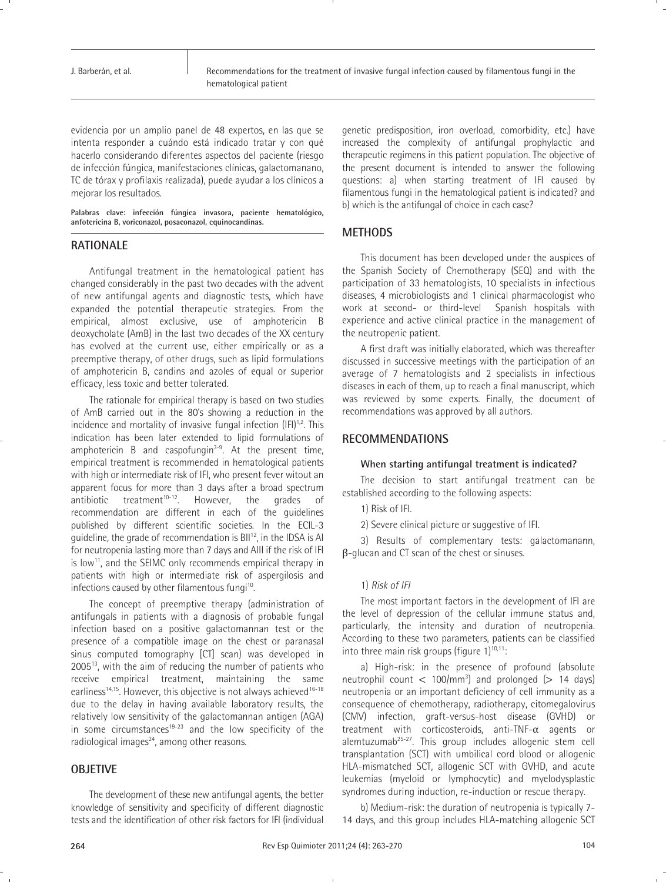evidencia por un amplio panel de 48 expertos, en las que se intenta responder a cuándo está indicado tratar y con qué hacerlo considerando diferentes aspectos del paciente (riesgo de infección fúngica, manifestaciones clínicas, galactomanano, TC de tórax y profilaxis realizada), puede ayudar a los clínicos a mejorar los resultados.

**Palabras clave: infección fúngica invasora, paciente hematológico, anfotericina B, voriconazol, posaconazol, equinocandinas.**

## RATIONALE

Antifungal treatment in the hematological patient has changed considerably in the past two decades with the advent of new antifungal agents and diagnostic tests, which have expanded the potential therapeutic strategies. From the empirical, almost exclusive, use of amphotericin B deoxycholate (AmB) in the last two decades of the XX century has evolved at the current use, either empirically or as a preemptive therapy, of other drugs, such as lipid formulations of amphotericin B, candins and azoles of equal or superior efficacy, less toxic and better tolerated.

The rationale for empirical therapy is based on two studies of AmB carried out in the 80's showing a reduction in the incidence and mortality of invasive fungal infection (IFI)[1,2]. This indication has been later extended to lipid formulations of amphotericin B and caspofungin[3-9]. At the present time, empirical treatment is recommended in hematological patients with high or intermediate risk of IFI, who present fever witout an apparent focus for more than 3 days after a broad spectrum antibiotic treatment[10-12]. However, the grades of recommendation are different in each of the guidelines published by different scientific societies. In the ECIL-3 guideline, the grade of recommendation is BII[12], in the IDSA is AI for neutropenia lasting more than 7 days and AIII if the risk of IFI is low[11], and the SEIMC only recommends empirical therapy in patients with high or intermediate risk of aspergilosis and infections caused by other filamentous fungi[10].

The concept of preemptive therapy (administration of antifungals in patients with a diagnosis of probable fungal infection based on a positive galactomannan test or the presence of a compatible image on the chest or paranasal sinus computed tomography [CT] scan) was developed in 2005[13], with the aim of reducing the number of patients who receive empirical treatment, maintaining the same earliness[14,15]. However, this objective is not always achieved[16-18] due to the delay in having available laboratory results, the relatively low sensitivity of the galactomannan antigen (AGA) in some circumstances[19-23] and the low specificity of the radiological images[24], among other reasons.

## OBJETIVE

The development of these new antifungal agents, the better knowledge of sensitivity and specificity of different diagnostic tests and the identification of other risk factors for IFI (individual genetic predisposition, iron overload, comorbidity, etc.) have increased the complexity of antifungal prophylactic and therapeutic regimens in this patient population. The objective of the present document is intended to answer the following questions: a) when starting treatment of IFI caused by filamentous fungi in the hematological patient is indicated? and b) which is the antifungal of choice in each case?

## METHODS

This document has been developed under the auspices of the Spanish Society of Chemotherapy (SEQ) and with the participation of 33 hematologists, 10 specialists in infectious diseases, 4 microbiologists and 1 clinical pharmacologist who work at second- or third-level Spanish hospitals with experience and active clinical practice in the management of the neutropenic patient.

A first draft was initially elaborated, which was thereafter discussed in successive meetings with the participation of an average of 7 hematologists and 2 specialists in infectious diseases in each of them, up to reach a final manuscript, which was reviewed by some experts. Finally, the document of recommendations was approved by all authors.

## RECOMMENDATIONS

### When starting antifungal treatment is indicated?

The decision to start antifungal treatment can be established according to the following aspects:

1) Risk of IFI.

2) Severe clinical picture or suggestive of IFI.

3) Results of complementary tests: galactomanann, β-glucan and CT scan of the chest or sinuses.

#### 1) *Risk of IFI*

The most important factors in the development of IFI are the level of depression of the cellular immune status and, particularly, the intensity and duration of neutropenia. According to these two parameters, patients can be classified into three main risk groups (figure 1)[10,11]:

a) High-risk: in the presence of profound (absolute neutrophil count $< 100/mm^3$) and prolonged ($> 14$ days) neutropenia or an important deficiency of cell immunity as a consequence of chemotherapy, radiotherapy, citomegalovirus (CMV) infection, graft-versus-host disease (GVHD) or treatment with corticosteroids, anti-TNF-α agents or alemtuzumab[25-27]. This group includes allogenic stem cell transplantation (SCT) with umbilical cord blood or allogenic HLA-mismatched SCT, allogenic SCT with GVHD, and acute leukemias (myeloid or lymphocytic) and myelodysplastic syndromes during induction, re-induction or rescue therapy.

b) Medium-risk: the duration of neutropenia is typically 7-14 days, and this group includes HLA-matching allogenic SCT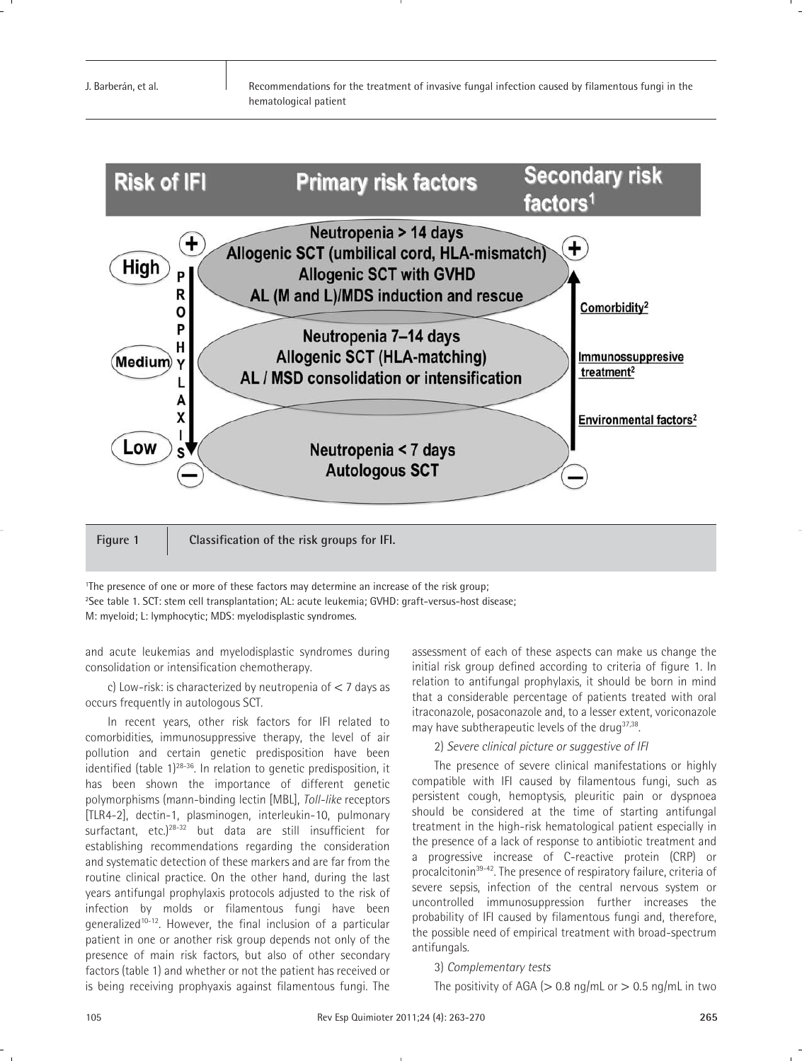| Risk of IFI | Primary risk factors | Secondary risk factors[1] |
|---|---|---|
| High | Neutropenia > 14 days<br>Allogenic SCT (umbilical cord, HLA-mismatch)<br>Allogenic SCT with GVHD<br>AL (M and L)/MDS induction and rescue | Comorbidity[2] |
| Medium | Neutropenia 7–14 days<br>Allogenic SCT (HLA-matching)<br>AL / MSD consolidation or intensification | Immunossuppresive treatment[2] |
| Low | Neutropenia < 7 days<br>Autologous SCT | Environmental factors[2] |

**Figure 1** Classification of the risk groups for IFI.

[1]The presence of one or more of these factors may determine an increase of the risk group;
[2]See table 1. SCT: stem cell transplantation; AL: acute leukemia; GVHD: graft-versus-host disease;
M: myeloid; L: lymphocytic; MDS: myelodisplastic syndromes.

and acute leukemias and myelodisplastic syndromes during consolidation or intensification chemotherapy.

c) Low-risk: is characterized by neutropenia of < 7 days as occurs frequently in autologous SCT.

In recent years, other risk factors for IFI related to comorbidities, immunosuppressive therapy, the level of air pollution and certain genetic predisposition have been identified (table 1)[28-36]. In relation to genetic predisposition, it has been shown the importance of different genetic polymorphisms (mann-binding lectin [MBL], *Toll-like* receptors [TLR4-2], dectin-1, plasminogen, interleukin-10, pulmonary surfactant, etc.)[28-32] but data are still insufficient for establishing recommendations regarding the consideration and systematic detection of these markers and are far from the routine clinical practice. On the other hand, during the last years antifungal prophylaxis protocols adjusted to the risk of infection by molds or filamentous fungi have been generalized[10-12]. However, the final inclusion of a particular patient in one or another risk group depends not only of the presence of main risk factors, but also of other secondary factors (table 1) and whether or not the patient has received or is being receiving prophyaxis against filamentous fungi. The assessment of each of these aspects can make us change the initial risk group defined according to criteria of figure 1. In relation to antifungal prophylaxis, it should be born in mind that a considerable percentage of patients treated with oral itraconazole, posaconazole and, to a lesser extent, voriconazole may have subtherapeutic levels of the drug[37,38].

2) *Severe clinical picture or suggestive of IFI*

The presence of severe clinical manifestations or highly compatible with IFI caused by filamentous fungi, such as persistent cough, hemoptysis, pleuritic pain or dyspnoea should be considered at the time of starting antifungal treatment in the high-risk hematological patient especially in the presence of a lack of response to antibiotic treatment and a progressive increase of C-reactive protein (CRP) or procalcitonin[39-42]. The presence of respiratory failure, criteria of severe sepsis, infection of the central nervous system or uncontrolled immunosuppression further increases the probability of IFI caused by filamentous fungi and, therefore, the possible need of empirical treatment with broad-spectrum antifungals.

3) *Complementary tests*

The positivity of AGA (> 0.8 ng/mL or > 0.5 ng/mL in two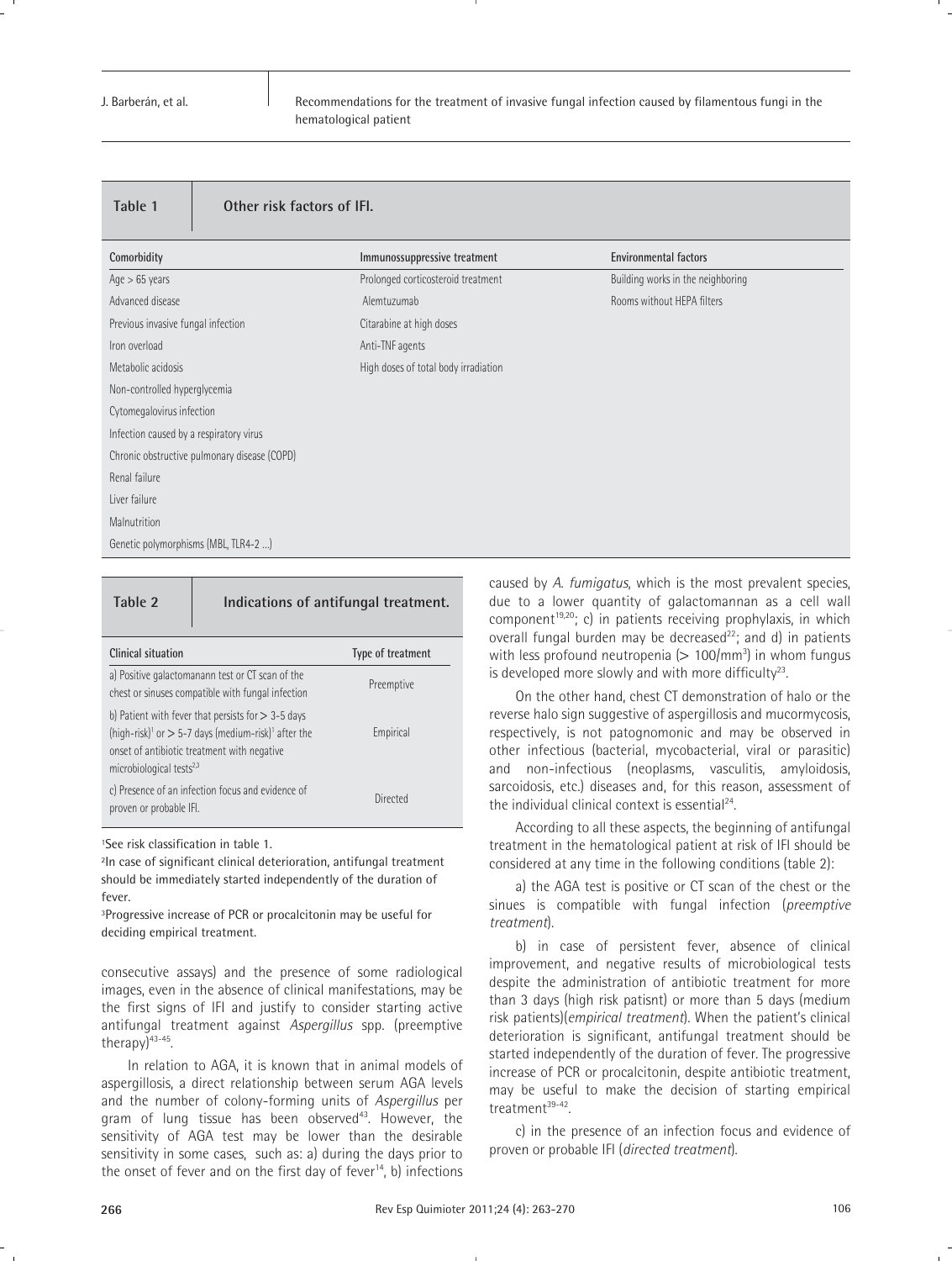**Table 1 Other risk factors of IFI.**

| Comorbidity | Immunossuppressive treatment | Environmental factors |
|---|---|---|
| Age > 65 years | Prolonged corticosteroid treatment | Building works in the neighboring |
| Advanced disease | Alemtuzumab | Rooms without HEPA filters |
| Previous invasive fungal infection | Citarabine at high doses | |
| Iron overload | Anti-TNF agents | |
| Metabolic acidosis | High doses of total body irradiation | |
| Non-controlled hyperglycemia | | |
| Cytomegalovirus infection | | |
| Infection caused by a respiratory virus | | |
| Chronic obstructive pulmonary disease (COPD) | | |
| Renal failure | | |
| Liver failure | | |
| Malnutrition | | |
| Genetic polymorphisms (MBL, TLR4-2 ...) | | |

**Table 2 Indications of antifungal treatment.**

| Clinical situation | Type of treatment |
|---|---|
| a) Positive galactomanann test or CT scan of the chest or sinuses compatible with fungal infection | Preemptive |
| b) Patient with fever that persists for > 3-5 days (high-risk)[1] or > 5-7 days (medium-risk)[1] after the onset of antibiotic treatment with negative microbiological tests[2,3] | Empirical |
| c) Presence of an infection focus and evidence of proven or probable IFI. | Directed |

[1]See risk classification in table 1.

[2]In case of significant clinical deterioration, antifungal treatment should be immediately started independently of the duration of fever.

[3]Progressive increase of PCR or procalcitonin may be useful for deciding empirical treatment.

consecutive assays) and the presence of some radiological images, even in the absence of clinical manifestations, may be the first signs of IFI and justify to consider starting active antifungal treatment against *Aspergillus* spp. (preemptive therapy)[43-45].

In relation to AGA, it is known that in animal models of aspergillosis, a direct relationship between serum AGA levels and the number of colony-forming units of *Aspergillus* per gram of lung tissue has been observed[43]. However, the sensitivity of AGA test may be lower than the desirable sensitivity in some cases, such as: a) during the days prior to the onset of fever and on the first day of fever[14], b) infections caused by *A. fumigatus*, which is the most prevalent species, due to a lower quantity of galactomannan as a cell wall component[19,20]; c) in patients receiving prophylaxis, in which overall fungal burden may be decreased[22]; and d) in patients with less profound neutropenia (> 100/mm$^3$) in whom fungus is developed more slowly and with more difficulty[23].

On the other hand, chest CT demonstration of halo or the reverse halo sign suggestive of aspergillosis and mucormycosis, respectively, is not patognomonic and may be observed in other infectious (bacterial, mycobacterial, viral or parasitic) and non-infectious (neoplasms, vasculitis, amyloidosis, sarcoidosis, etc.) diseases and, for this reason, assessment of the individual clinical context is essential[24].

According to all these aspects, the beginning of antifungal treatment in the hematological patient at risk of IFI should be considered at any time in the following conditions (table 2):

a) the AGA test is positive or CT scan of the chest or the sinuses is compatible with fungal infection (*preemptive treatment*).

b) in case of persistent fever, absence of clinical improvement, and negative results of microbiological tests despite the administration of antibiotic treatment for more than 3 days (high risk patisnt) or more than 5 days (medium risk patients)(*empirical treatment*). When the patient's clinical deterioration is significant, antifungal treatment should be started independently of the duration of fever. The progressive increase of PCR or procalcitonin, despite antibiotic treatment, may be useful to make the decision of starting empirical treatment[39-42].

c) in the presence of an infection focus and evidence of proven or probable IFI (*directed treatment*).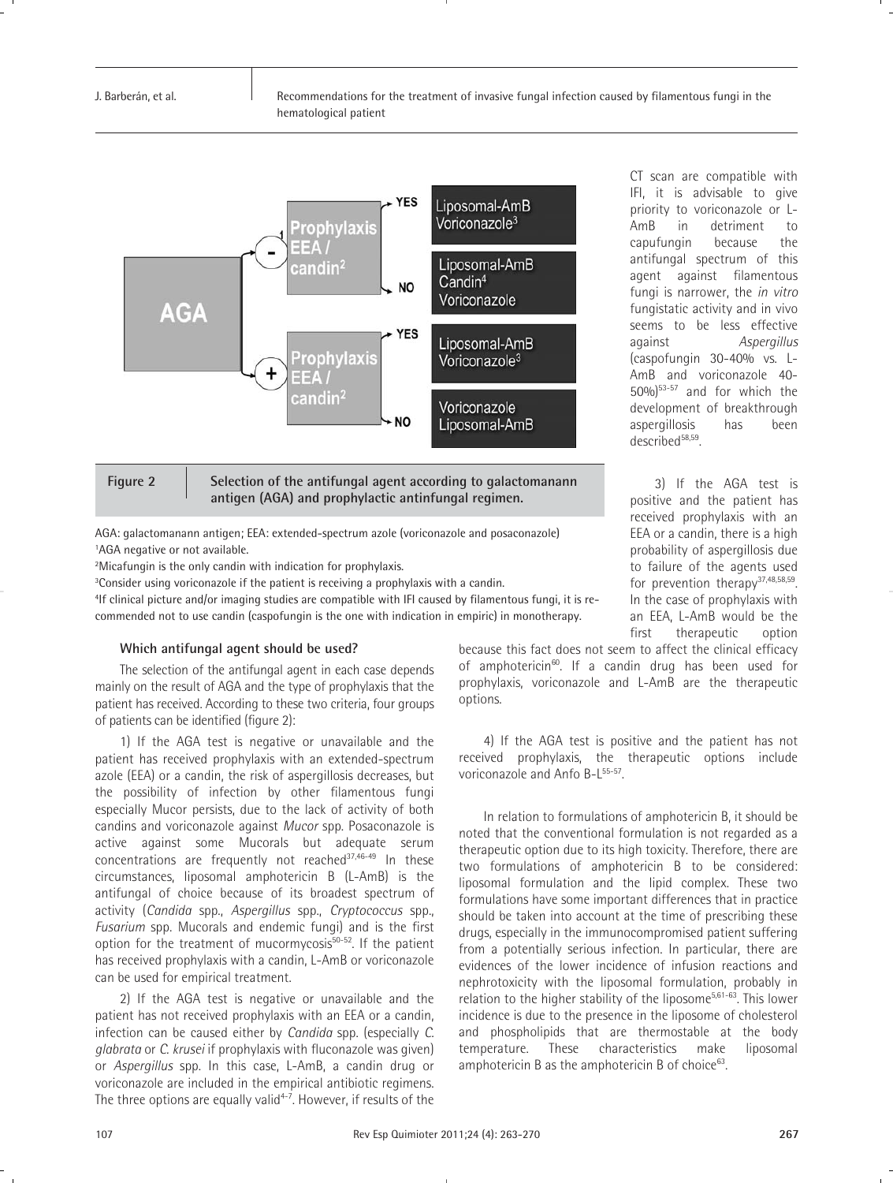Figure 2 Selection of the antifungal agent according to galactomanann antigen (AGA) and prophylactic antinfungal regimen.

AGA: galactomanann antigen; EEA: extended-spectrum azole (voriconazole and posaconazole)
[1]AGA negative or not available.
[2]Micafungin is the only candin with indication for prophylaxis.
[3]Consider using voriconazole if the patient is receiving a prophylaxis with a candin.
[4]If clinical picture and/or imaging studies are compatible with IFI caused by filamentous fungi, it is recommended not to use candin (caspofungin is the one with indication in empiric) in monotherapy.

CT scan are compatible with IFI, it is advisable to give priority to voriconazole or L-AmB in detriment to capufungin because the antifungal spectrum of this agent against filamentous fungi is narrower, the *in vitro* fungistatic activity and in vivo seems to be less effective against *Aspergillus* (caspofungin 30-40% vs. L-AmB and voriconazole 40-50%)[53-57] and for which the development of breakthrough aspergillosis has been described[58,59].

3) If the AGA test is positive and the patient has received prophylaxis with an EEA or a candin, there is a high probability of aspergillosis due to failure of the agents used for prevention therapy[37,48,58,59]. In the case of prophylaxis with an EEA, L-AmB would be the first therapeutic option because this fact does not seem to affect the clinical efficacy of amphotericin[60]. If a candin drug has been used for prophylaxis, voriconazole and L-AmB are the therapeutic options.

4) If the AGA test is positive and the patient has not received prophylaxis, the therapeutic options include voriconazole and Anfo B-L[55-57].

In relation to formulations of amphotericin B, it should be noted that the conventional formulation is not regarded as a therapeutic option due to its high toxicity. Therefore, there are two formulations of amphotericin B to be considered: liposomal formulation and the lipid complex. These two formulations have some important differences that in practice should be taken into account at the time of prescribing these drugs, especially in the immunocompromised patient suffering from a potentially serious infection. In particular, there are evidences of the lower incidence of infusion reactions and nephrotoxicity with the liposomal formulation, probably in relation to the higher stability of the liposome[5,61-63]. This lower incidence is due to the presence in the liposome of cholesterol and phospholipids that are thermostable at the body temperature. These characteristics make liposomal amphotericin B as the amphotericin B of choice[63].

### Which antifungal agent should be used?

The selection of the antifungal agent in each case depends mainly on the result of AGA and the type of prophylaxis that the patient has received. According to these two criteria, four groups of patients can be identified (figure 2):

1) If the AGA test is negative or unavailable and the patient has received prophylaxis with an extended-spectrum azole (EEA) or a candin, the risk of aspergillosis decreases, but the possibility of infection by other filamentous fungi especially Mucor persists, due to the lack of activity of both candins and voriconazole against *Mucor* spp. Posaconazole is active against Mucorals but adequate serum concentrations are frequently not reached[37,46-49]. In these circumstances, liposomal amphotericin B (L-AmB) is the antifungal of choice because of its broadest spectrum of activity (*Candida* spp., *Aspergillus* spp., *Cryptococcus* spp., *Fusarium* spp. Mucorals and endemic fungi) and is the first option for the treatment of mucormycosis[50-52]. If the patient has received prophylaxis with a candin, L-AmB or voriconazole can be used for empirical treatment.

2) If the AGA test is negative or unavailable and the patient has not received prophylaxis with an EEA or a candin, infection can be caused either by *Candida* spp. (especially *C. glabrata* or *C. krusei* if prophylaxis with fluconazole was given) or *Aspergillus* spp. In this case, L-AmB, a candin drug or voriconazole are included in the empirical antibiotic regimens. The three options are equally valid[4-7]. However, if results of the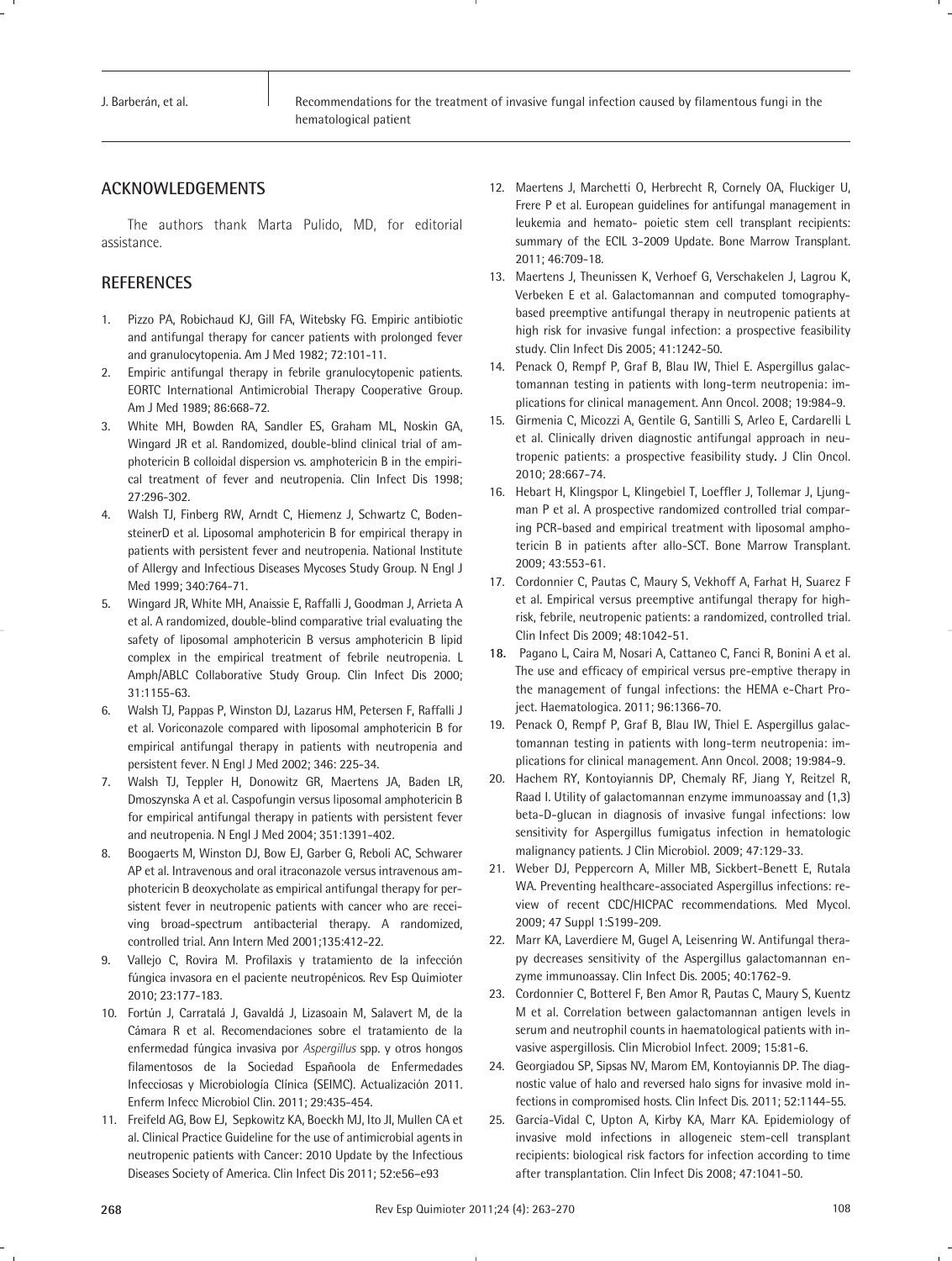## ACKNOWLEDGEMENTS

The authors thank Marta Pulido, MD, for editorial assistance.

## REFERENCES

1. Pizzo PA, Robichaud KJ, Gill FA, Witebsky FG. Empiric antibiotic and antifungal therapy for cancer patients with prolonged fever and granulocytopenia. Am J Med 1982; 72:101-11.
2. Empiric antifungal therapy in febrile granulocytopenic patients. EORTC International Antimicrobial Therapy Cooperative Group. Am J Med 1989; 86:668-72.
3. White MH, Bowden RA, Sandler ES, Graham ML, Noskin GA, Wingard JR et al. Randomized, double-blind clinical trial of amphotericin B colloidal dispersion vs. amphotericin B in the empirical treatment of fever and neutropenia. Clin Infect Dis 1998; 27:296-302.
4. Walsh TJ, Finberg RW, Arndt C, Hiemenz J, Schwartz C, BodensteinerD et al. Liposomal amphotericin B for empirical therapy in patients with persistent fever and neutropenia. National Institute of Allergy and Infectious Diseases Mycoses Study Group. N Engl J Med 1999; 340:764-71.
5. Wingard JR, White MH, Anaissie E, Raffalli J, Goodman J, Arrieta A et al. A randomized, double-blind comparative trial evaluating the safety of liposomal amphotericin B versus amphotericin B lipid complex in the empirical treatment of febrile neutropenia. L Amph/ABLC Collaborative Study Group. Clin Infect Dis 2000; 31:1155-63.
6. Walsh TJ, Pappas P, Winston DJ, Lazarus HM, Petersen F, Raffalli J et al. Voriconazole compared with liposomal amphotericin B for empirical antifungal therapy in patients with neutropenia and persistent fever. N Engl J Med 2002; 346: 225-34.
7. Walsh TJ, Teppler H, Donowitz GR, Maertens JA, Baden LR, Dmoszynska A et al. Caspofungin versus liposomal amphotericin B for empirical antifungal therapy in patients with persistent fever and neutropenia. N Engl J Med 2004; 351:1391-402.
8. Boogaerts M, Winston DJ, Bow EJ, Garber G, Reboli AC, Schwarer AP et al. Intravenous and oral itraconazole versus intravenous amphotericin B deoxycholate as empirical antifungal therapy for persistent fever in neutropenic patients with cancer who are receiving broad-spectrum antibacterial therapy. A randomized, controlled trial. Ann Intern Med 2001;135:412-22.
9. Vallejo C, Rovira M. Profilaxis y tratamiento de la infección fúngica invasora en el paciente neutropénicos. Rev Esp Quimioter 2010; 23:177-183.
10. Fortún J, Carratalá J, Gavaldá J, Lizasoain M, Salavert M, de la Cámara R et al. Recomendaciones sobre el tratamiento de la enfermedad fúngica invasiva por *Aspergillus* spp. y otros hongos filamentosos de la Sociedad Española de Enfermedades Infecciosas y Microbiología Clínica (SEIMC). Actualización 2011. Enferm Infecc Microbiol Clin. 2011; 29:435-454.
11. Freifeld AG, Bow EJ, Sepkowitz KA, Boeckh MJ, Ito JI, Mullen CA et al. Clinical Practice Guideline for the use of antimicrobial agents in neutropenic patients with Cancer: 2010 Update by the Infectious Diseases Society of America. Clin Infect Dis 2011; 52:e56–e93
12. Maertens J, Marchetti O, Herbrecht R, Cornely OA, Fluckiger U, Frere P et al. European guidelines for antifungal management in leukemia and hemato- poietic stem cell transplant recipients: summary of the ECIL 3-2009 Update. Bone Marrow Transplant. 2011; 46:709-18.
13. Maertens J, Theunissen K, Verhoef G, Verschakelen J, Lagrou K, Verbeken E et al. Galactomannan and computed tomography-based preemptive antifungal therapy in neutropenic patients at high risk for invasive fungal infection: a prospective feasibility study. Clin Infect Dis 2005; 41:1242-50.
14. Penack O, Rempf P, Graf B, Blau IW, Thiel E. Aspergillus galactomannan testing in patients with long-term neutropenia: implications for clinical management. Ann Oncol. 2008; 19:984-9.
15. Girmenia C, Micozzi A, Gentile G, Santilli S, Arleo E, Cardarelli L et al. Clinically driven diagnostic antifungal approach in neutropenic patients: a prospective feasibility study. J Clin Oncol. 2010; 28:667-74.
16. Hebart H, Klingspor L, Klingebiel T, Loeffler J, Tollemar J, Ljungman P et al. A prospective randomized controlled trial comparing PCR-based and empirical treatment with liposomal amphotericin B in patients after allo-SCT. Bone Marrow Transplant. 2009; 43:553-61.
17. Cordonnier C, Pautas C, Maury S, Vekhoff A, Farhat H, Suarez F et al. Empirical versus preemptive antifungal therapy for high-risk, febrile, neutropenic patients: a randomized, controlled trial. Clin Infect Dis 2009; 48:1042-51.
18. Pagano L, Caira M, Nosari A, Cattaneo C, Fanci R, Bonini A et al. The use and efficacy of empirical versus pre-emptive therapy in the management of fungal infections: the HEMA e-Chart Project. Haematologica. 2011; 96:1366-70.
19. Penack O, Rempf P, Graf B, Blau IW, Thiel E. Aspergillus galactomannan testing in patients with long-term neutropenia: implications for clinical management. Ann Oncol. 2008; 19:984-9.
20. Hachem RY, Kontoyiannis DP, Chemaly RF, Jiang Y, Reitzel R, Raad I. Utility of galactomannan enzyme immunoassay and (1,3) beta-D-glucan in diagnosis of invasive fungal infections: low sensitivity for Aspergillus fumigatus infection in hematologic malignancy patients. J Clin Microbiol. 2009; 47:129-33.
21. Weber DJ, Peppercorn A, Miller MB, Sickbert-Benett E, Rutala WA. Preventing healthcare-associated Aspergillus infections: review of recent CDC/HICPAC recommendations. Med Mycol. 2009; 47 Suppl 1:S199-209.
22. Marr KA, Laverdiere M, Gugel A, Leisenring W. Antifungal therapy decreases sensitivity of the Aspergillus galactomannan enzyme immunoassay. Clin Infect Dis. 2005; 40:1762-9.
23. Cordonnier C, Botterel F, Ben Amor R, Pautas C, Maury S, Kuentz M et al. Correlation between galactomannan antigen levels in serum and neutrophil counts in haematological patients with invasive aspergillosis. Clin Microbiol Infect. 2009; 15:81-6.
24. Georgiadou SP, Sipsas NV, Marom EM, Kontoyiannis DP. The diagnostic value of halo and reversed halo signs for invasive mold infections in compromised hosts. Clin Infect Dis. 2011; 52:1144-55.
25. García-Vidal C, Upton A, Kirby KA, Marr KA. Epidemiology of invasive mold infections in allogeneic stem-cell transplant recipients: biological risk factors for infection according to time after transplantation. Clin Infect Dis 2008; 47:1041-50.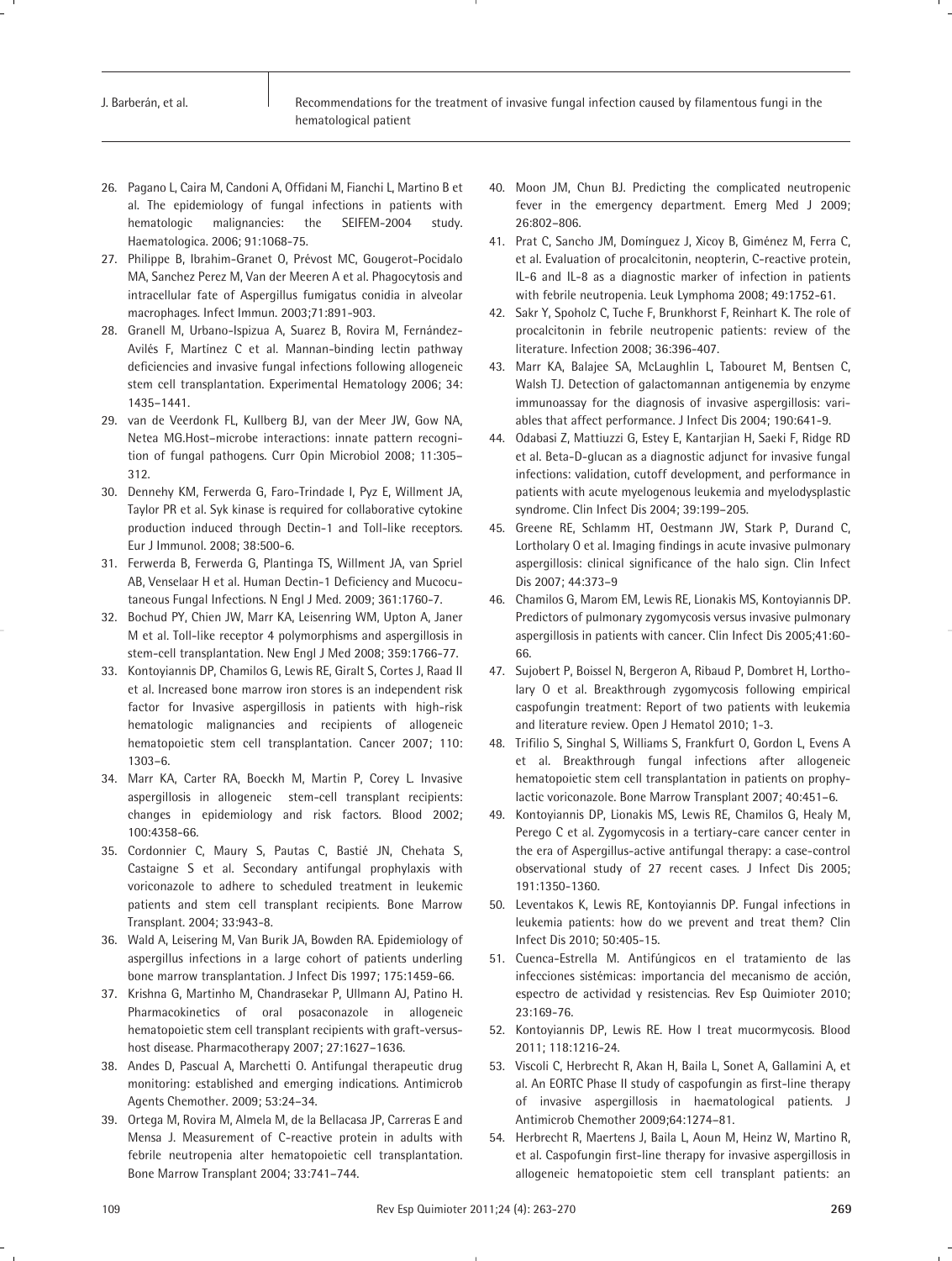26. Pagano L, Caira M, Candoni A, Offidani M, Fianchi L, Martino B et al. The epidemiology of fungal infections in patients with hematologic malignancies: the SEIFEM-2004 study. Haematologica. 2006; 91:1068-75.
27. Philippe B, Ibrahim-Granet O, Prévost MC, Gougerot-Pocidalo MA, Sanchez Perez M, Van der Meeren A et al. Phagocytosis and intracellular fate of Aspergillus fumigatus conidia in alveolar macrophages. Infect Immun. 2003;71:891-903.
28. Granell M, Urbano-Ispizua A, Suarez B, Rovira M, Fernández-Avilés F, Martínez C et al. Mannan-binding lectin pathway deficiencies and invasive fungal infections following allogeneic stem cell transplantation. Experimental Hematology 2006; 34: 1435–1441.
29. van de Veerdonk FL, Kullberg BJ, van der Meer JW, Gow NA, Netea MG.Host-microbe interactions: innate pattern recognition of fungal pathogens. Curr Opin Microbiol 2008; 11:305–312.
30. Dennehy KM, Ferwerda G, Faro-Trindade I, Pyz E, Willment JA, Taylor PR et al. Syk kinase is required for collaborative cytokine production induced through Dectin-1 and Toll-like receptors. Eur J Immunol. 2008; 38:500-6.
31. Ferwerda B, Ferwerda G, Plantinga TS, Willment JA, van Spriel AB, Venselaar H et al. Human Dectin-1 Deficiency and Mucocutaneous Fungal Infections. N Engl J Med. 2009; 361:1760-7.
32. Bochud PY, Chien JW, Marr KA, Leisenring WM, Upton A, Janer M et al. Toll-like receptor 4 polymorphisms and aspergillosis in stem-cell transplantation. New Engl J Med 2008; 359:1766-77.
33. Kontoyiannis DP, Chamilos G, Lewis RE, Giralt S, Cortes J, Raad II et al. Increased bone marrow iron stores is an independent risk factor for Invasive aspergillosis in patients with high-risk hematologic malignancies and recipients of allogeneic hematopoietic stem cell transplantation. Cancer 2007; 110: 1303–6.
34. Marr KA, Carter RA, Boeckh M, Martin P, Corey L. Invasive aspergillosis in allogeneic stem-cell transplant recipients: changes in epidemiology and risk factors. Blood 2002; 100:4358-66.
35. Cordonnier C, Maury S, Pautas C, Bastié JN, Chehata S, Castaigne S et al. Secondary antifungal prophylaxis with voriconazole to adhere to scheduled treatment in leukemic patients and stem cell transplant recipients. Bone Marrow Transplant. 2004; 33:943-8.
36. Wald A, Leisering M, Van Burik JA, Bowden RA. Epidemiology of aspergillus infections in a large cohort of patients underling bone marrow transplantation. J Infect Dis 1997; 175:1459-66.
37. Krishna G, Martinho M, Chandrasekar P, Ullmann AJ, Patino H. Pharmacokinetics of oral posaconazole in allogeneic hematopoietic stem cell transplant recipients with graft-versus-host disease. Pharmacotherapy 2007; 27:1627–1636.
38. Andes D, Pascual A, Marchetti O. Antifungal therapeutic drug monitoring: established and emerging indications. Antimicrob Agents Chemother. 2009; 53:24–34.
39. Ortega M, Rovira M, Almela M, de la Bellacasa JP, Carreras E and Mensa J. Measurement of C-reactive protein in adults with febrile neutropenia alter hematopoietic cell transplantation. Bone Marrow Transplant 2004; 33:741–744.
40. Moon JM, Chun BJ. Predicting the complicated neutropenic fever in the emergency department. Emerg Med J 2009; 26:802–806.
41. Prat C, Sancho JM, Domínguez J, Xicoy B, Giménez M, Ferra C, et al. Evaluation of procalcitonin, neopterin, C-reactive protein, IL-6 and IL-8 as a diagnostic marker of infection in patients with febrile neutropenia. Leuk Lymphoma 2008; 49:1752-61.
42. Sakr Y, Spoholz C, Tuche F, Brunkhorst F, Reinhart K. The role of procalcitonin in febrile neutropenic patients: review of the literature. Infection 2008; 36:396-407.
43. Marr KA, Balajee SA, McLaughlin L, Tabouret M, Bentsen C, Walsh TJ. Detection of galactomannan antigenemia by enzyme immunoassay for the diagnosis of invasive aspergillosis: variables that affect performance. J Infect Dis 2004; 190:641-9.
44. Odabasi Z, Mattiuzzi G, Estey E, Kantarjian H, Saeki F, Ridge RD et al. Beta-D-glucan as a diagnostic adjunct for invasive fungal infections: validation, cutoff development, and performance in patients with acute myelogenous leukemia and myelodysplastic syndrome. Clin Infect Dis 2004; 39:199–205.
45. Greene RE, Schlamm HT, Oestmann JW, Stark P, Durand C, Lortholary O et al. Imaging findings in acute invasive pulmonary aspergillosis: clinical significance of the halo sign. Clin Infect Dis 2007; 44:373–9
46. Chamilos G, Marom EM, Lewis RE, Lionakis MS, Kontoyiannis DP. Predictors of pulmonary zygomycosis versus invasive pulmonary aspergillosis in patients with cancer. Clin Infect Dis 2005;41:60-66.
47. Sujobert P, Boissel N, Bergeron A, Ribaud P, Dombret H, Lortholary O et al. Breakthrough zygomycosis following empirical caspofungin treatment: Report of two patients with leukemia and literature review. Open J Hematol 2010; 1-3.
48. Trifilio S, Singhal S, Williams S, Frankfurt O, Gordon L, Evens A et al. Breakthrough fungal infections after allogeneic hematopoietic stem cell transplantation in patients on prophylactic voriconazole. Bone Marrow Transplant 2007; 40:451–6.
49. Kontoyiannis DP, Lionakis MS, Lewis RE, Chamilos G, Healy M, Perego C et al. Zygomycosis in a tertiary-care cancer center in the era of Aspergillus-active antifungal therapy: a case-control observational study of 27 recent cases. J Infect Dis 2005; 191:1350-1360.
50. Leventakos K, Lewis RE, Kontoyiannis DP. Fungal infections in leukemia patients: how do we prevent and treat them? Clin Infect Dis 2010; 50:405-15.
51. Cuenca-Estrella M. Antifúngicos en el tratamiento de las infecciones sistémicas: importancia del mecanismo de acción, espectro de actividad y resistencias. Rev Esp Quimioter 2010; 23:169-76.
52. Kontoyiannis DP, Lewis RE. How I treat mucormycosis. Blood 2011; 118:1216-24.
53. Viscoli C, Herbrecht R, Akan H, Baila L, Sonet A, Gallamini A, et al. An EORTC Phase II study of caspofungin as first-line therapy of invasive aspergillosis in haematological patients. J Antimicrob Chemother 2009;64:1274–81.
54. Herbrecht R, Maertens J, Baila L, Aoun M, Heinz W, Martino R, et al. Caspofungin first-line therapy for invasive aspergillosis in allogeneic hematopoietic stem cell transplant patients: an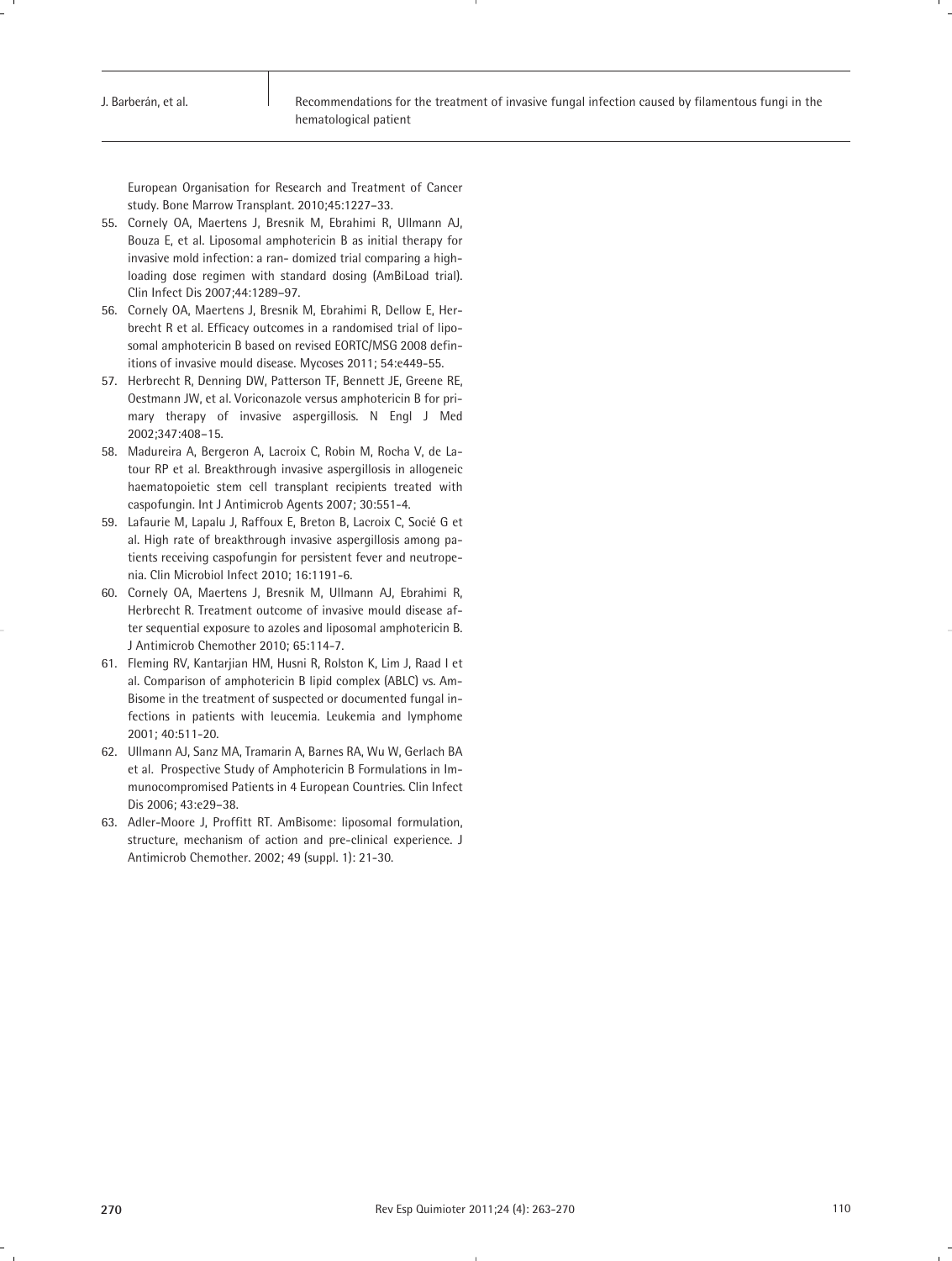European Organisation for Research and Treatment of Cancer study. Bone Marrow Transplant. 2010;45:1227–33.

55. Cornely OA, Maertens J, Bresnik M, Ebrahimi R, Ullmann AJ, Bouza E, et al. Liposomal amphotericin B as initial therapy for invasive mold infection: a ran- domized trial comparing a high-loading dose regimen with standard dosing (AmBiLoad trial). Clin Infect Dis 2007;44:1289–97.
56. Cornely OA, Maertens J, Bresnik M, Ebrahimi R, Dellow E, Herbrecht R et al. Efficacy outcomes in a randomised trial of liposomal amphotericin B based on revised EORTC/MSG 2008 definitions of invasive mould disease. Mycoses 2011; 54:e449-55.
57. Herbrecht R, Denning DW, Patterson TF, Bennett JE, Greene RE, Oestmann JW, et al. Voriconazole versus amphotericin B for primary therapy of invasive aspergillosis. N Engl J Med 2002;347:408–15.
58. Madureira A, Bergeron A, Lacroix C, Robin M, Rocha V, de Latour RP et al. Breakthrough invasive aspergillosis in allogeneic haematopoietic stem cell transplant recipients treated with caspofungin. Int J Antimicrob Agents 2007; 30:551-4.
59. Lafaurie M, Lapalu J, Raffoux E, Breton B, Lacroix C, Socié G et al. High rate of breakthrough invasive aspergillosis among patients receiving caspofungin for persistent fever and neutropenia. Clin Microbiol Infect 2010; 16:1191-6.
60. Cornely OA, Maertens J, Bresnik M, Ullmann AJ, Ebrahimi R, Herbrecht R. Treatment outcome of invasive mould disease after sequential exposure to azoles and liposomal amphotericin B. J Antimicrob Chemother 2010; 65:114-7.
61. Fleming RV, Kantarjian HM, Husni R, Rolston K, Lim J, Raad I et al. Comparison of amphotericin B lipid complex (ABLC) vs. AmBisome in the treatment of suspected or documented fungal infections in patients with leucemia. Leukemia and lymphome 2001; 40:511-20.
62. Ullmann AJ, Sanz MA, Tramarin A, Barnes RA, Wu W, Gerlach BA et al. Prospective Study of Amphotericin B Formulations in Immunocompromised Patients in 4 European Countries. Clin Infect Dis 2006; 43:e29–38.
63. Adler-Moore J, Proffitt RT. AmBisome: liposomal formulation, structure, mechanism of action and pre-clinical experience. J Antimicrob Chemother. 2002; 49 (suppl. 1): 21-30.